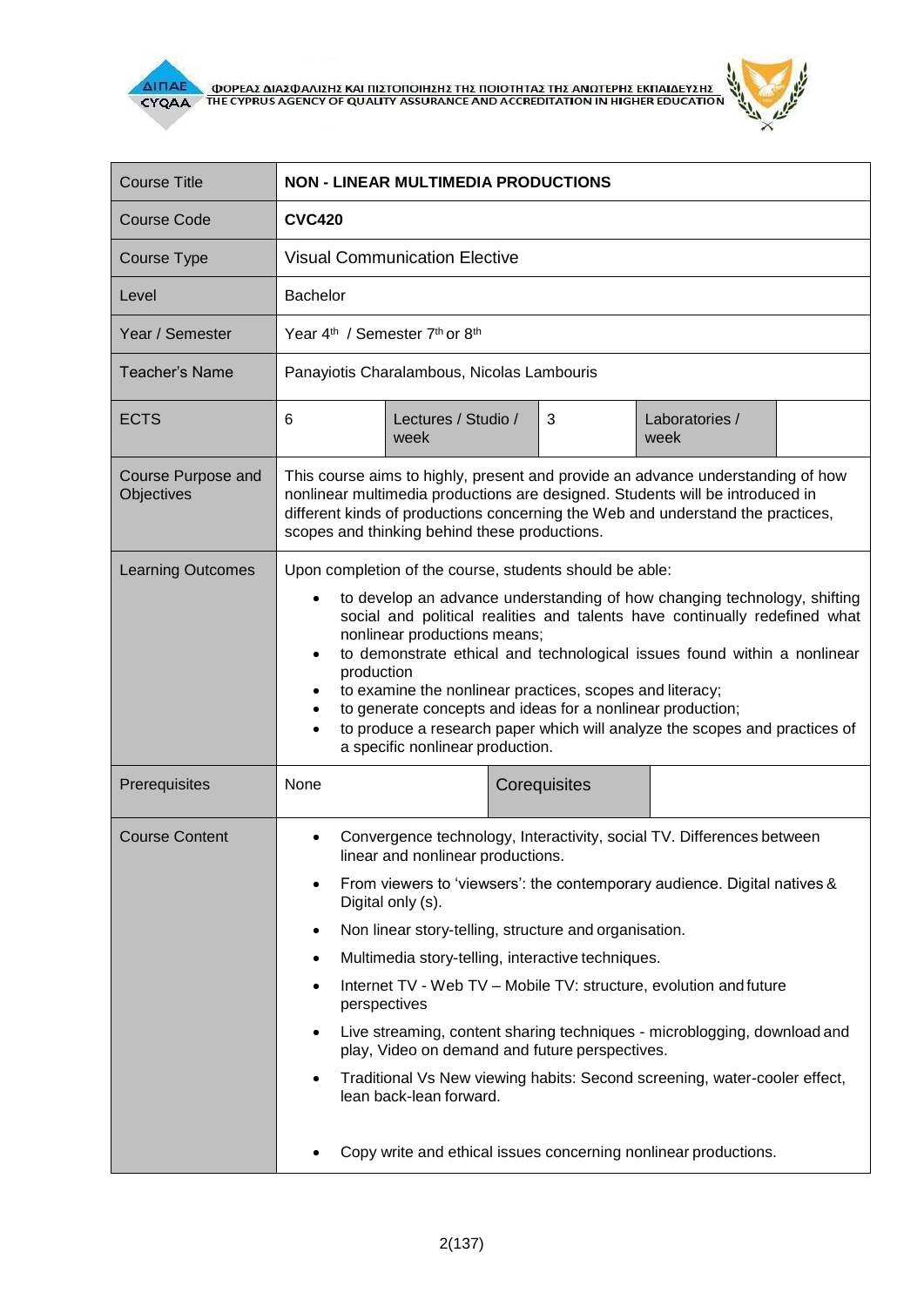| Course Title | **NON - LINEAR MULTIMEDIA PRODUCTIONS** | | | | |
|---|---|---|---|---|---|
| Course Code | **CVC420** | | | | |
| Course Type | Visual Communication Elective | | | | |
| Level | Bachelor | | | | |
| Year / Semester | Year 4th / Semester 7th or 8th | | | | |
| Teacher's Name | Panayiotis Charalambous, Nicolas Lambouris | | | | |
| ECTS | 6 | Lectures / Studio / week | 3 | Laboratories / week | |
| Course Purpose and Objectives | This course aims to highly, present and provide an advance understanding of how nonlinear multimedia productions are designed. Students will be introduced in different kinds of productions concerning the Web and understand the practices, scopes and thinking behind these productions. | | | | |
| Learning Outcomes | Upon completion of the course, students should be able:<br>• to develop an advance understanding of how changing technology, shifting social and political realities and talents have continually redefined what nonlinear productions means;<br>• to demonstrate ethical and technological issues found within a nonlinear production<br>• to examine the nonlinear practices, scopes and literacy;<br>• to generate concepts and ideas for a nonlinear production;<br>• to produce a research paper which will analyze the scopes and practices of a specific nonlinear production. | | | | |
| Prerequisites | None | | Corequisites | | |
| Course Content | • Convergence technology, Interactivity, social TV. Differences between linear and nonlinear productions.<br>• From viewers to 'viewsers': the contemporary audience. Digital natives & Digital only (s).<br>• Non linear story-telling, structure and organisation.<br>• Multimedia story-telling, interactive techniques.<br>• Internet TV - Web TV – Mobile TV: structure, evolution and future perspectives<br>• Live streaming, content sharing techniques - microblogging, download and play, Video on demand and future perspectives.<br>• Traditional Vs New viewing habits: Second screening, water-cooler effect, lean back-lean forward.<br>• Copy write and ethical issues concerning nonlinear productions. | | | | |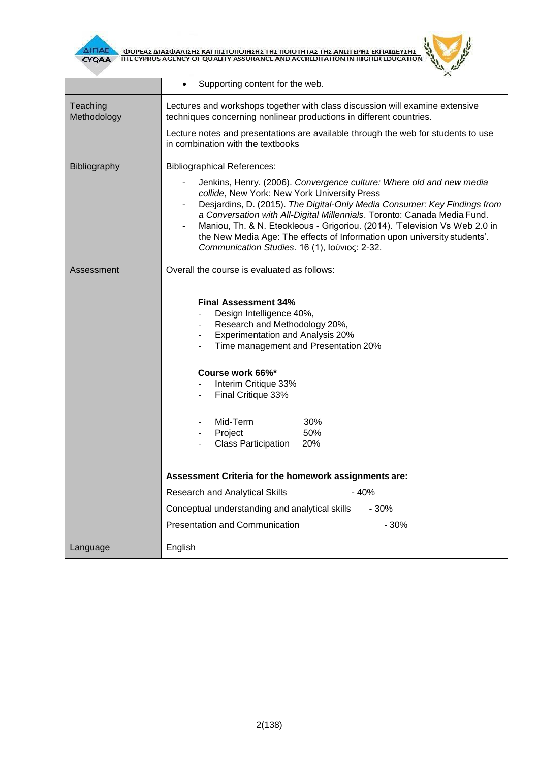| | |
|---|---|
| | • Supporting content for the web. |
| Teaching Methodology | Lectures and workshops together with class discussion will examine extensive techniques concerning nonlinear productions in different countries.<br><br>Lecture notes and presentations are available through the web for students to use in combination with the textbooks |
| Bibliography | Bibliographical References:<br><br>- Jenkins, Henry. (2006). *Convergence culture: Where old and new media collide*, New York: New York University Press<br>- Desjardins, D. (2015). *The Digital-Only Media Consumer: Key Findings from a Conversation with All-Digital Millennials*. Toronto: Canada Media Fund.<br>- Maniou, Th. & N. Eteokleous - Grigoriou. (2014). 'Television Vs Web 2.0 in the New Media Age: The effects of Information upon university students'. *Communication Studies*. 16 (1), Ιούνιος: 2-32. |
| Assessment | Overall the course is evaluated as follows:<br><br>**Final Assessment 34%**<br>- Design Intelligence 40%,<br>- Research and Methodology 20%,<br>- Experimentation and Analysis 20%<br>- Time management and Presentation 20%<br><br>**Course work 66%***<br>- Interim Critique 33%<br>- Final Critique 33%<br><br>- Mid-Term 30%<br>- Project 50%<br>- Class Participation 20%<br><br>**Assessment Criteria for the homework assignments are:**<br><br>Research and Analytical Skills - 40%<br><br>Conceptual understanding and analytical skills - 30%<br><br>Presentation and Communication - 30% |
| Language | English |